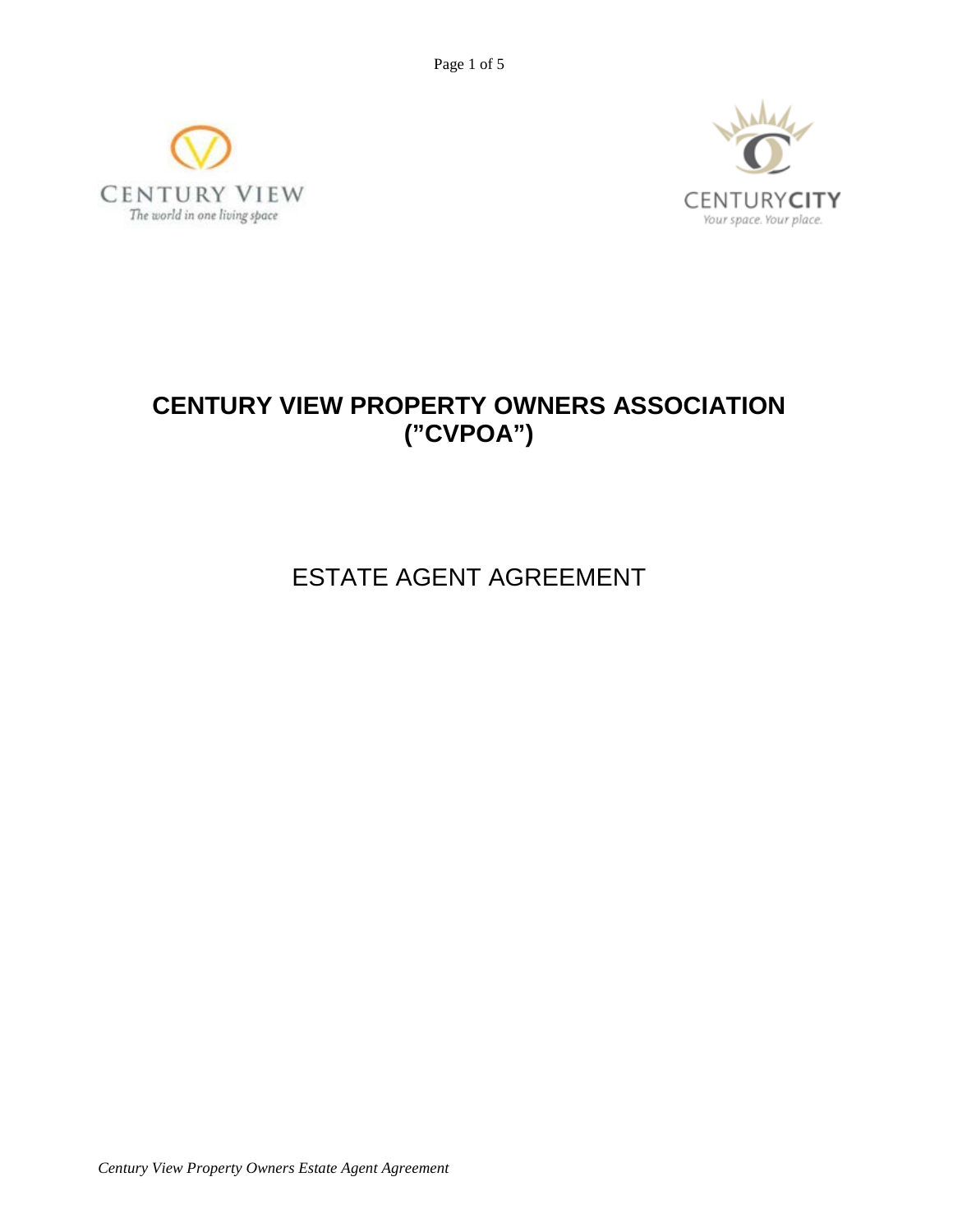CENTURY VIEW
The world in one living space

CENTURYCITY
Your space. Your place.

# CENTURY VIEW PROPERTY OWNERS ASSOCIATION (”CVPOA”)

## ESTATE AGENT AGREEMENT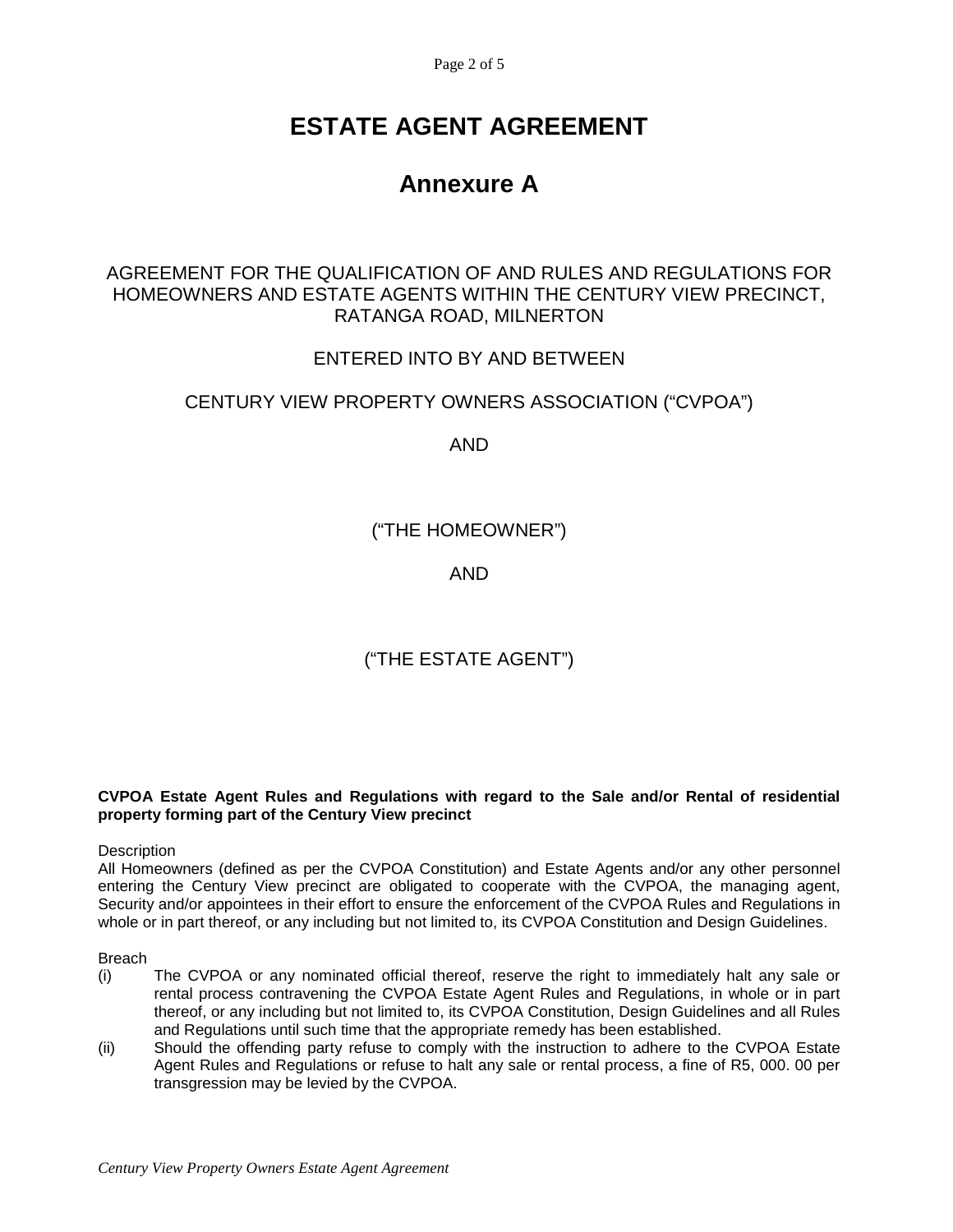# ESTATE AGENT AGREEMENT

## Annexure A

AGREEMENT FOR THE QUALIFICATION OF AND RULES AND REGULATIONS FOR HOMEOWNERS AND ESTATE AGENTS WITHIN THE CENTURY VIEW PRECINCT, RATANGA ROAD, MILNERTON

ENTERED INTO BY AND BETWEEN

CENTURY VIEW PROPERTY OWNERS ASSOCIATION ("CVPOA")

AND

("THE HOMEOWNER")

AND

("THE ESTATE AGENT")

**CVPOA Estate Agent Rules and Regulations with regard to the Sale and/or Rental of residential property forming part of the Century View precinct**

Description

All Homeowners (defined as per the CVPOA Constitution) and Estate Agents and/or any other personnel entering the Century View precinct are obligated to cooperate with the CVPOA, the managing agent, Security and/or appointees in their effort to ensure the enforcement of the CVPOA Rules and Regulations in whole or in part thereof, or any including but not limited to, its CVPOA Constitution and Design Guidelines.

Breach

(i) The CVPOA or any nominated official thereof, reserve the right to immediately halt any sale or rental process contravening the CVPOA Estate Agent Rules and Regulations, in whole or in part thereof, or any including but not limited to, its CVPOA Constitution, Design Guidelines and all Rules and Regulations until such time that the appropriate remedy has been established.

(ii) Should the offending party refuse to comply with the instruction to adhere to the CVPOA Estate Agent Rules and Regulations or refuse to halt any sale or rental process, a fine of R5, 000. 00 per transgression may be levied by the CVPOA.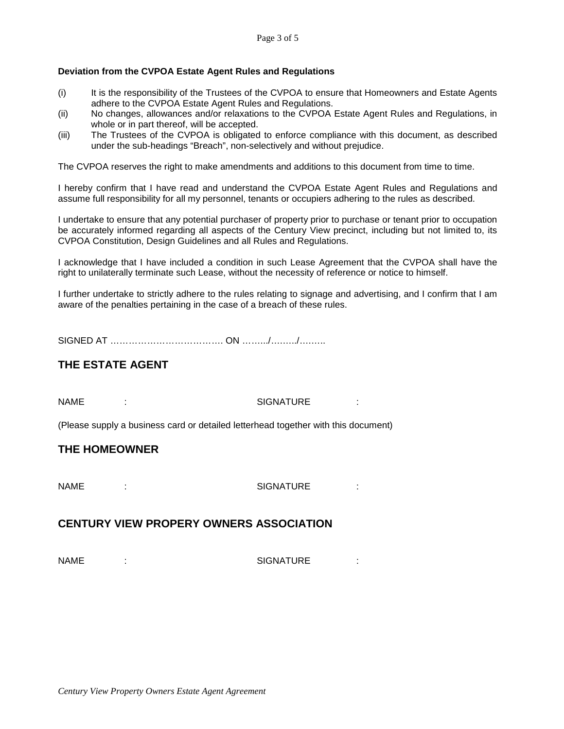**Deviation from the CVPOA Estate Agent Rules and Regulations**

(i) It is the responsibility of the Trustees of the CVPOA to ensure that Homeowners and Estate Agents adhere to the CVPOA Estate Agent Rules and Regulations.
(ii) No changes, allowances and/or relaxations to the CVPOA Estate Agent Rules and Regulations, in whole or in part thereof, will be accepted.
(iii) The Trustees of the CVPOA is obligated to enforce compliance with this document, as described under the sub-headings "Breach", non-selectively and without prejudice.

The CVPOA reserves the right to make amendments and additions to this document from time to time.

I hereby confirm that I have read and understand the CVPOA Estate Agent Rules and Regulations and assume full responsibility for all my personnel, tenants or occupiers adhering to the rules as described.

I undertake to ensure that any potential purchaser of property prior to purchase or tenant prior to occupation be accurately informed regarding all aspects of the Century View precinct, including but not limited to, its CVPOA Constitution, Design Guidelines and all Rules and Regulations.

I acknowledge that I have included a condition in such Lease Agreement that the CVPOA shall have the right to unilaterally terminate such Lease, without the necessity of reference or notice to himself.

I further undertake to strictly adhere to the rules relating to signage and advertising, and I confirm that I am aware of the penalties pertaining in the case of a breach of these rules.

SIGNED AT ………………………………. ON ……../………/………

## THE ESTATE AGENT

NAME : SIGNATURE :

(Please supply a business card or detailed letterhead together with this document)

## THE HOMEOWNER

NAME : SIGNATURE :

## CENTURY VIEW PROPERY OWNERS ASSOCIATION

NAME : SIGNATURE :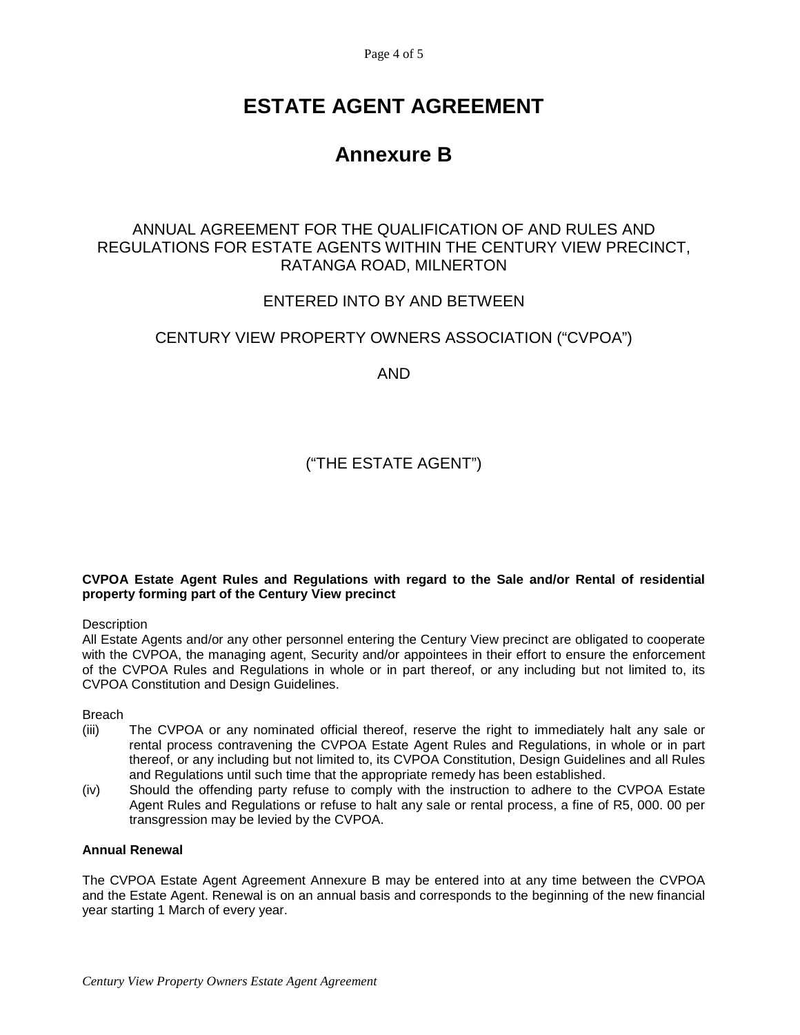# ESTATE AGENT AGREEMENT

# Annexure B

ANNUAL AGREEMENT FOR THE QUALIFICATION OF AND RULES AND REGULATIONS FOR ESTATE AGENTS WITHIN THE CENTURY VIEW PRECINCT, RATANGA ROAD, MILNERTON

ENTERED INTO BY AND BETWEEN

CENTURY VIEW PROPERTY OWNERS ASSOCIATION ("CVPOA")

AND

("THE ESTATE AGENT")

**CVPOA Estate Agent Rules and Regulations with regard to the Sale and/or Rental of residential property forming part of the Century View precinct**

Description

All Estate Agents and/or any other personnel entering the Century View precinct are obligated to cooperate with the CVPOA, the managing agent, Security and/or appointees in their effort to ensure the enforcement of the CVPOA Rules and Regulations in whole or in part thereof, or any including but not limited to, its CVPOA Constitution and Design Guidelines.

Breach

(iii) The CVPOA or any nominated official thereof, reserve the right to immediately halt any sale or rental process contravening the CVPOA Estate Agent Rules and Regulations, in whole or in part thereof, or any including but not limited to, its CVPOA Constitution, Design Guidelines and all Rules and Regulations until such time that the appropriate remedy has been established.

(iv) Should the offending party refuse to comply with the instruction to adhere to the CVPOA Estate Agent Rules and Regulations or refuse to halt any sale or rental process, a fine of R5, 000. 00 per transgression may be levied by the CVPOA.

**Annual Renewal**

The CVPOA Estate Agent Agreement Annexure B may be entered into at any time between the CVPOA and the Estate Agent. Renewal is on an annual basis and corresponds to the beginning of the new financial year starting 1 March of every year.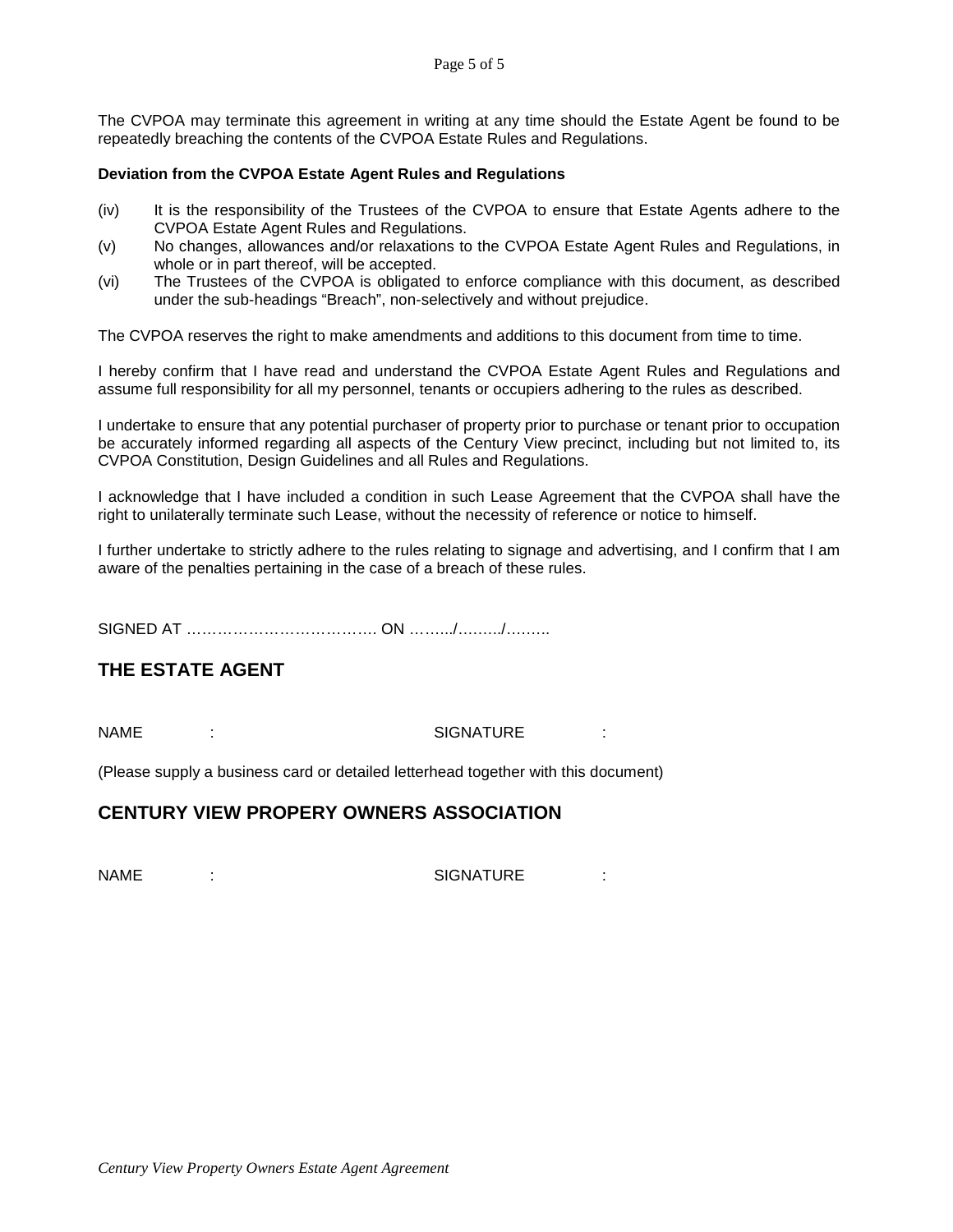The CVPOA may terminate this agreement in writing at any time should the Estate Agent be found to be repeatedly breaching the contents of the CVPOA Estate Rules and Regulations.

**Deviation from the CVPOA Estate Agent Rules and Regulations**

(iv) It is the responsibility of the Trustees of the CVPOA to ensure that Estate Agents adhere to the CVPOA Estate Agent Rules and Regulations.
(v) No changes, allowances and/or relaxations to the CVPOA Estate Agent Rules and Regulations, in whole or in part thereof, will be accepted.
(vi) The Trustees of the CVPOA is obligated to enforce compliance with this document, as described under the sub-headings "Breach", non-selectively and without prejudice.

The CVPOA reserves the right to make amendments and additions to this document from time to time.

I hereby confirm that I have read and understand the CVPOA Estate Agent Rules and Regulations and assume full responsibility for all my personnel, tenants or occupiers adhering to the rules as described.

I undertake to ensure that any potential purchaser of property prior to purchase or tenant prior to occupation be accurately informed regarding all aspects of the Century View precinct, including but not limited to, its CVPOA Constitution, Design Guidelines and all Rules and Regulations.

I acknowledge that I have included a condition in such Lease Agreement that the CVPOA shall have the right to unilaterally terminate such Lease, without the necessity of reference or notice to himself.

I further undertake to strictly adhere to the rules relating to signage and advertising, and I confirm that I am aware of the penalties pertaining in the case of a breach of these rules.

SIGNED AT ………………………………. ON ……../………/………

## THE ESTATE AGENT

NAME : SIGNATURE :

(Please supply a business card or detailed letterhead together with this document)

## CENTURY VIEW PROPERY OWNERS ASSOCIATION

NAME : SIGNATURE :